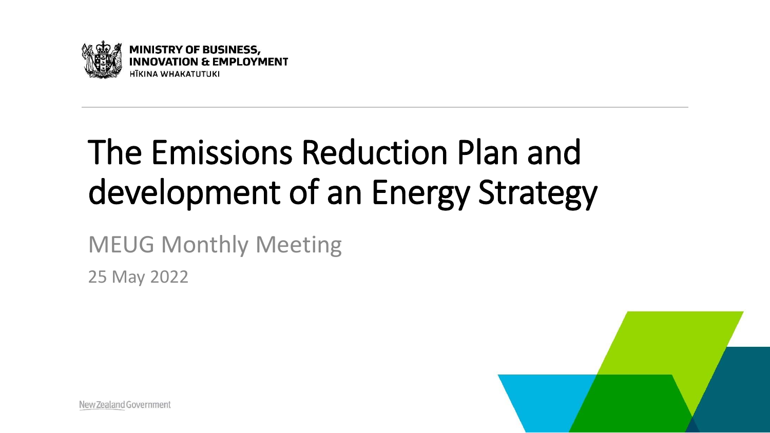MINISTRY OF BUSINESS, INNOVATION & EMPLOYMENT
HĪKINA WHAKATUTUKI

# The Emissions Reduction Plan and development of an Energy Strategy

MEUG Monthly Meeting

25 May 2022

New Zealand Government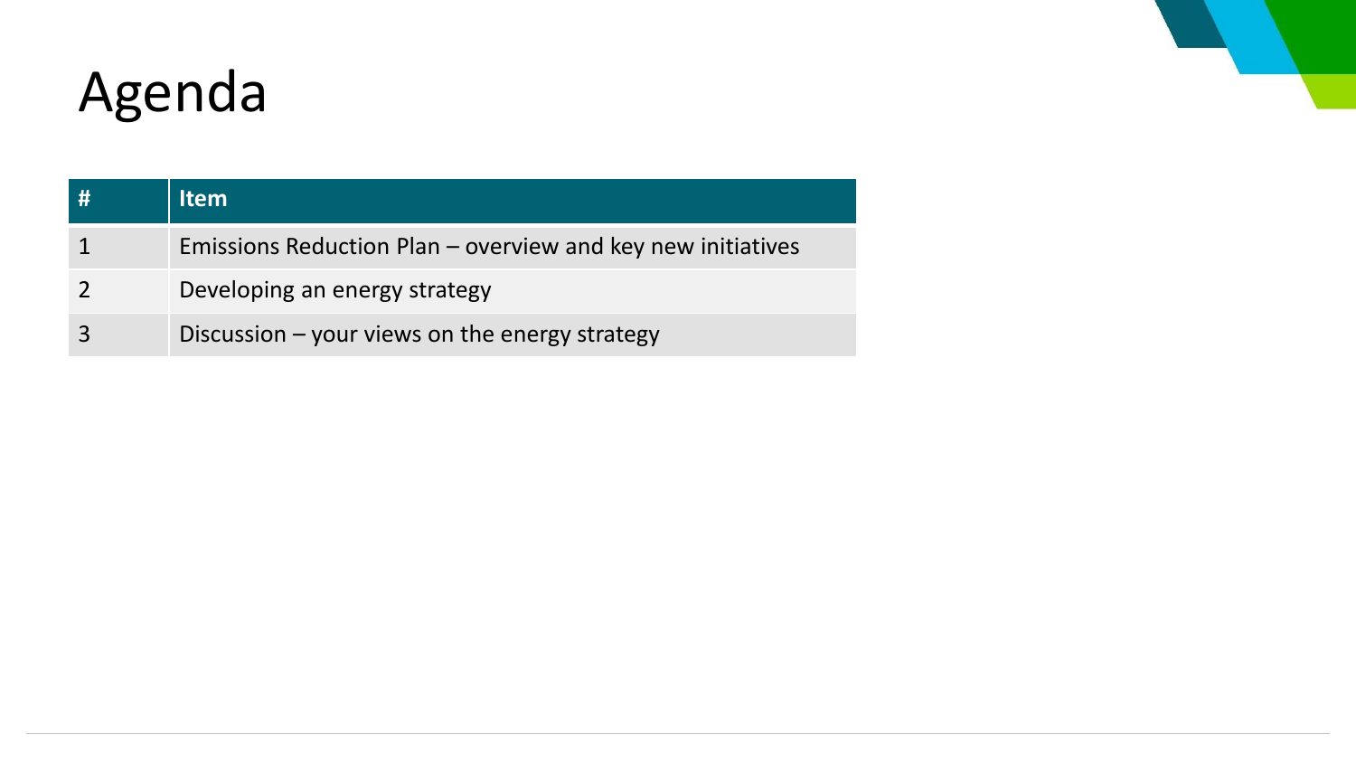# Agenda

| # | Item |
|---|---|
| 1 | Emissions Reduction Plan – overview and key new initiatives |
| 2 | Developing an energy strategy |
| 3 | Discussion – your views on the energy strategy |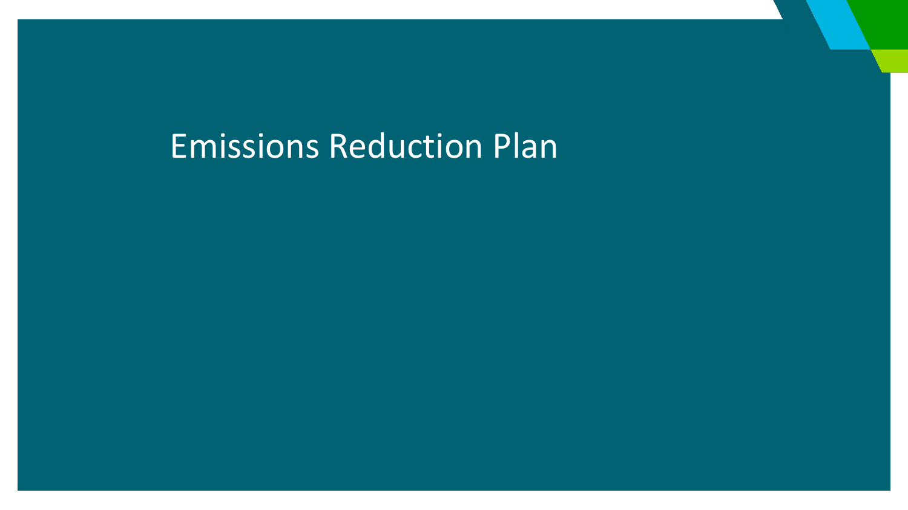# Emissions Reduction Plan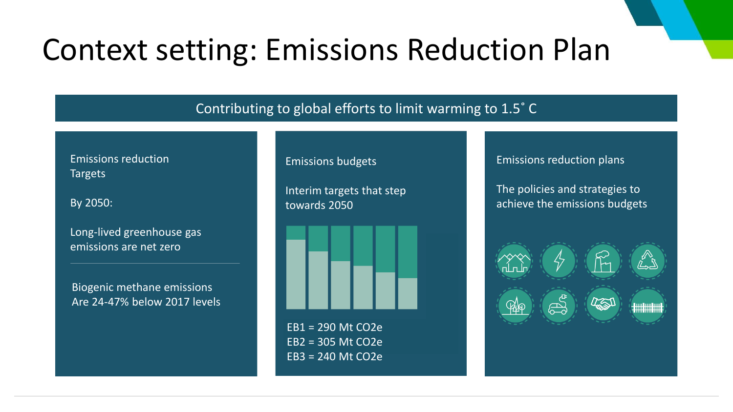# Context setting: Emissions Reduction Plan

## Contributing to global efforts to limit warming to 1.5˚ C

### Emissions reduction Targets

By 2050:

Long-lived greenhouse gas emissions are net zero

Biogenic methane emissions Are 24-47% below 2017 levels

### Emissions budgets

Interim targets that step towards 2050

EB1 = 290 Mt $CO_2e$
EB2 = 305 Mt $CO_2e$
EB3 = 240 Mt $CO_2e$

### Emissions reduction plans

The policies and strategies to achieve the emissions budgets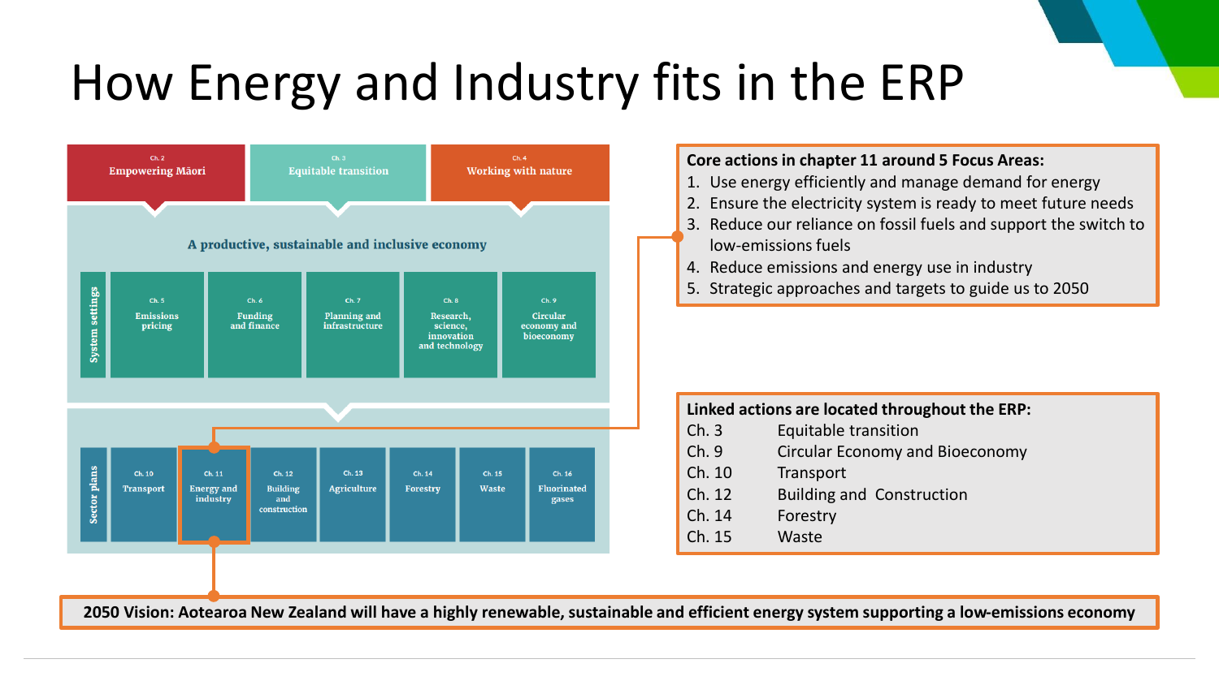# How Energy and Industry fits in the ERP

Ch. 2 Empowering Māori

Ch. 3 Equitable transition

Ch. 4 Working with nature

A productive, sustainable and inclusive economy

System settings

Ch. 5 Emissions pricing

Ch. 6 Funding and finance

Ch. 7 Planning and infrastructure

Ch. 8 Research, science, innovation and technology

Ch. 9 Circular economy and bioeconomy

Sector plans

Ch. 10 Transport

Ch. 11 Energy and industry

Ch. 12 Building and construction

Ch. 13 Agriculture

Ch. 14 Forestry

Ch. 15 Waste

Ch. 16 Fluorinated gases

**Core actions in chapter 11 around 5 Focus Areas:**

1. Use energy efficiently and manage demand for energy
2. Ensure the electricity system is ready to meet future needs
3. Reduce our reliance on fossil fuels and support the switch to low-emissions fuels
4. Reduce emissions and energy use in industry
5. Strategic approaches and targets to guide us to 2050

**Linked actions are located throughout the ERP:**

| | |
|---|---|
| Ch. 3 | Equitable transition |
| Ch. 9 | Circular Economy and Bioeconomy |
| Ch. 10 | Transport |
| Ch. 12 | Building and Construction |
| Ch. 14 | Forestry |
| Ch. 15 | Waste |

**2050 Vision: Aotearoa New Zealand will have a highly renewable, sustainable and efficient energy system supporting a low-emissions economy**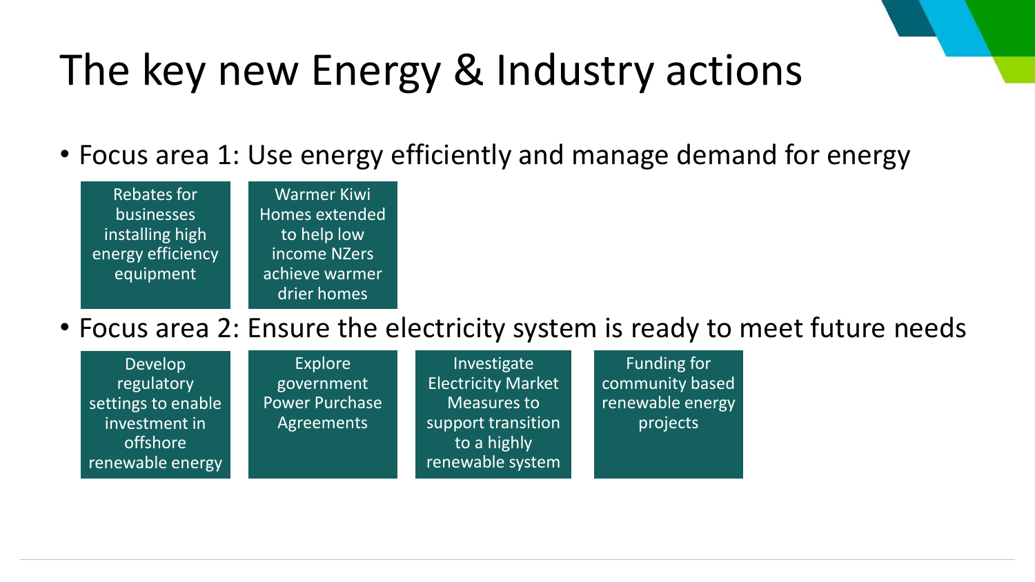# The key new Energy & Industry actions

- Focus area 1: Use energy efficiently and manage demand for energy
  - Rebates for businesses installing high energy efficiency equipment
  - Warmer Kiwi Homes extended to help low income NZers achieve warmer drier homes
- Focus area 2: Ensure the electricity system is ready to meet future needs
  - Develop regulatory settings to enable investment in offshore renewable energy
  - Explore government Power Purchase Agreements
  - Investigate Electricity Market Measures to support transition to a highly renewable system
  - Funding for community based renewable energy projects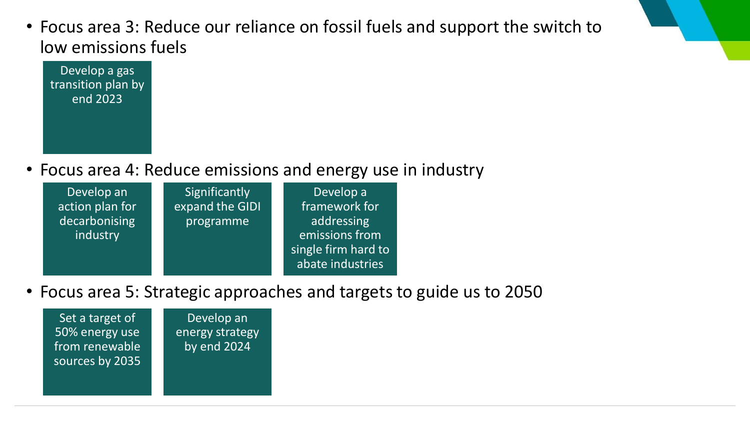- Focus area 3: Reduce our reliance on fossil fuels and support the switch to low emissions fuels
  - Develop a gas transition plan by end 2023
- Focus area 4: Reduce emissions and energy use in industry
  - Develop an action plan for decarbonising industry
  - Significantly expand the GIDI programme
  - Develop a framework for addressing emissions from single firm hard to abate industries
- Focus area 5: Strategic approaches and targets to guide us to 2050
  - Set a target of 50% energy use from renewable sources by 2035
  - Develop an energy strategy by end 2024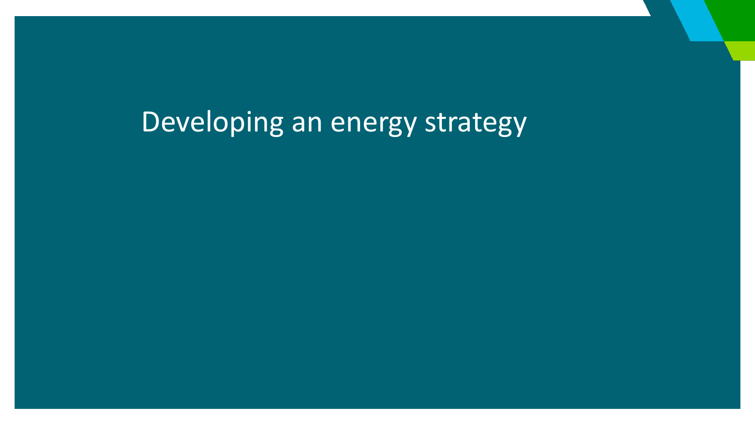# Developing an energy strategy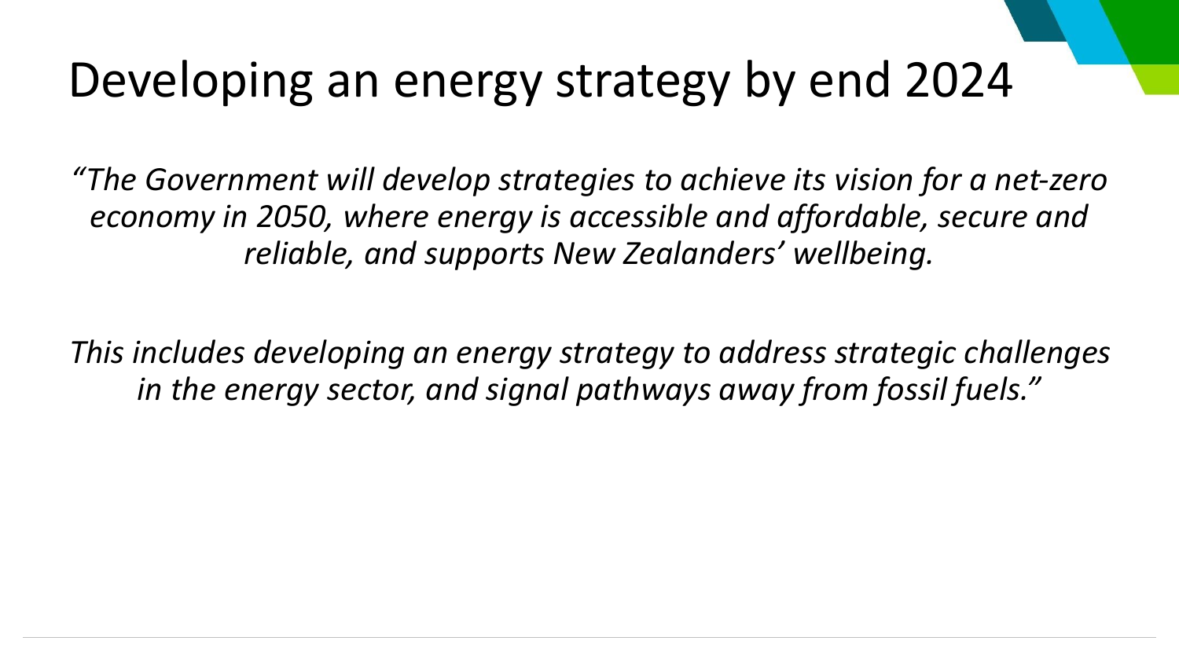# Developing an energy strategy by end 2024

*"The Government will develop strategies to achieve its vision for a net-zero economy in 2050, where energy is accessible and affordable, secure and reliable, and supports New Zealanders' wellbeing.*

*This includes developing an energy strategy to address strategic challenges in the energy sector, and signal pathways away from fossil fuels."*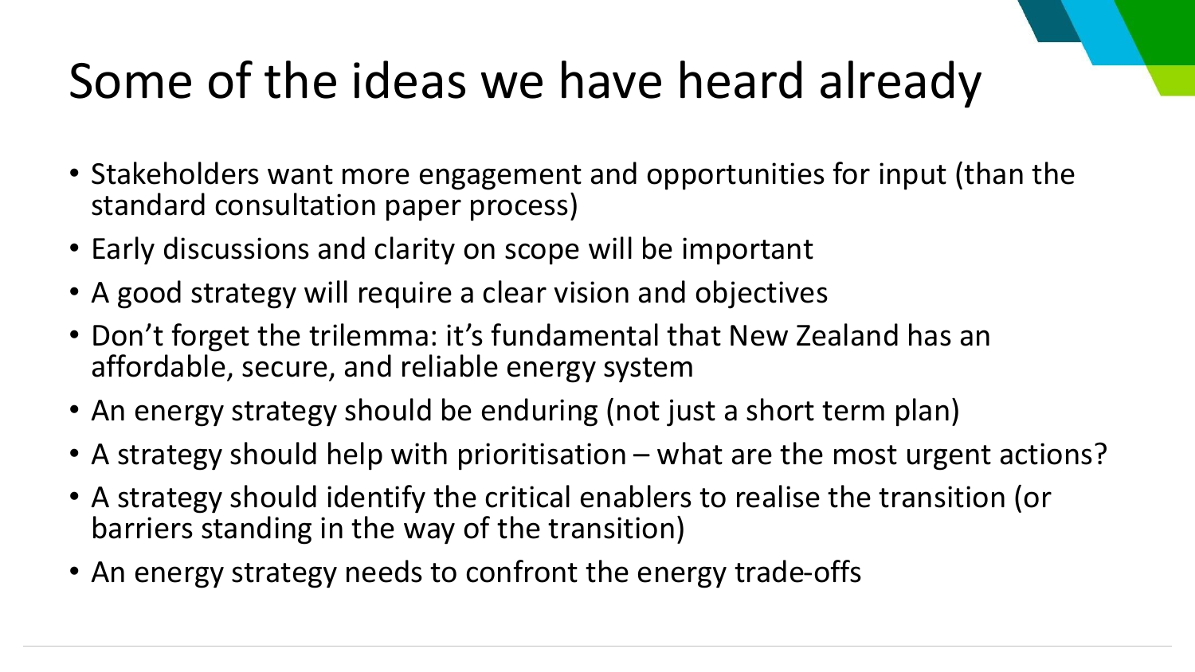# Some of the ideas we have heard already

- Stakeholders want more engagement and opportunities for input (than the standard consultation paper process)
- Early discussions and clarity on scope will be important
- A good strategy will require a clear vision and objectives
- Don’t forget the trilemma: it’s fundamental that New Zealand has an affordable, secure, and reliable energy system
- An energy strategy should be enduring (not just a short term plan)
- A strategy should help with prioritisation – what are the most urgent actions?
- A strategy should identify the critical enablers to realise the transition (or barriers standing in the way of the transition)
- An energy strategy needs to confront the energy trade-offs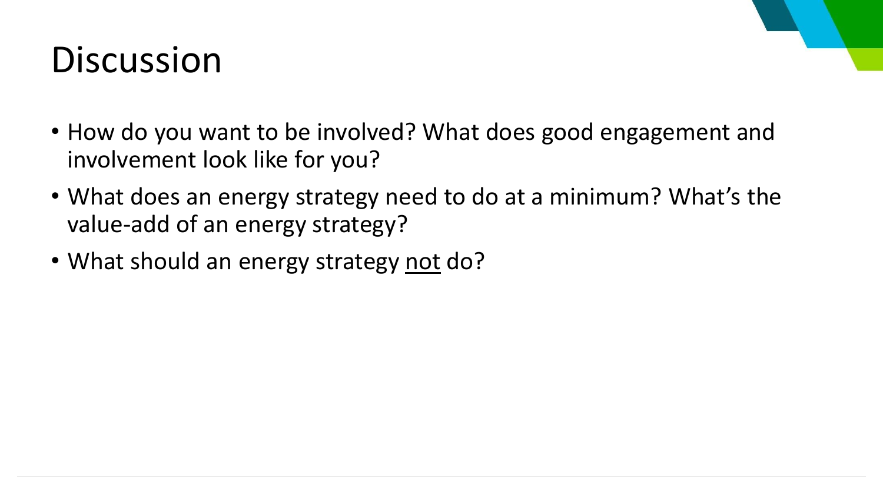# Discussion

- How do you want to be involved? What does good engagement and involvement look like for you?
- What does an energy strategy need to do at a minimum? What's the value-add of an energy strategy?
- What should an energy strategy <u>not</u> do?